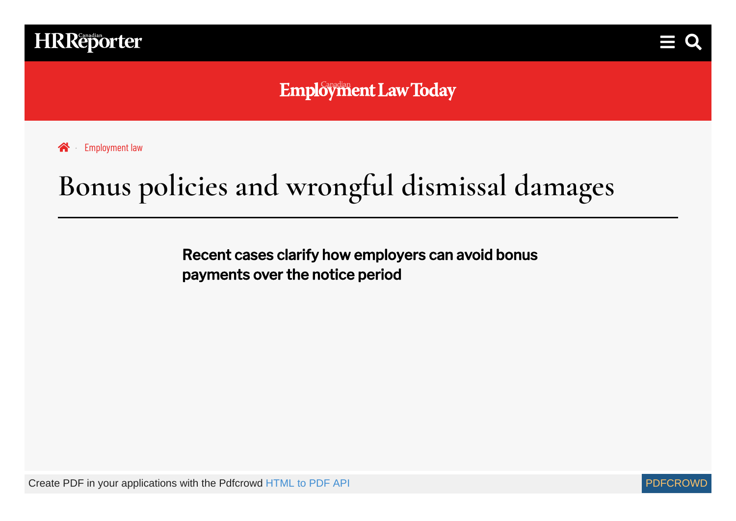Employment law

# Bonus policies and wrongful dismissal damages

**Recent cases clarify how employers can avoid bonus payments over the notice period**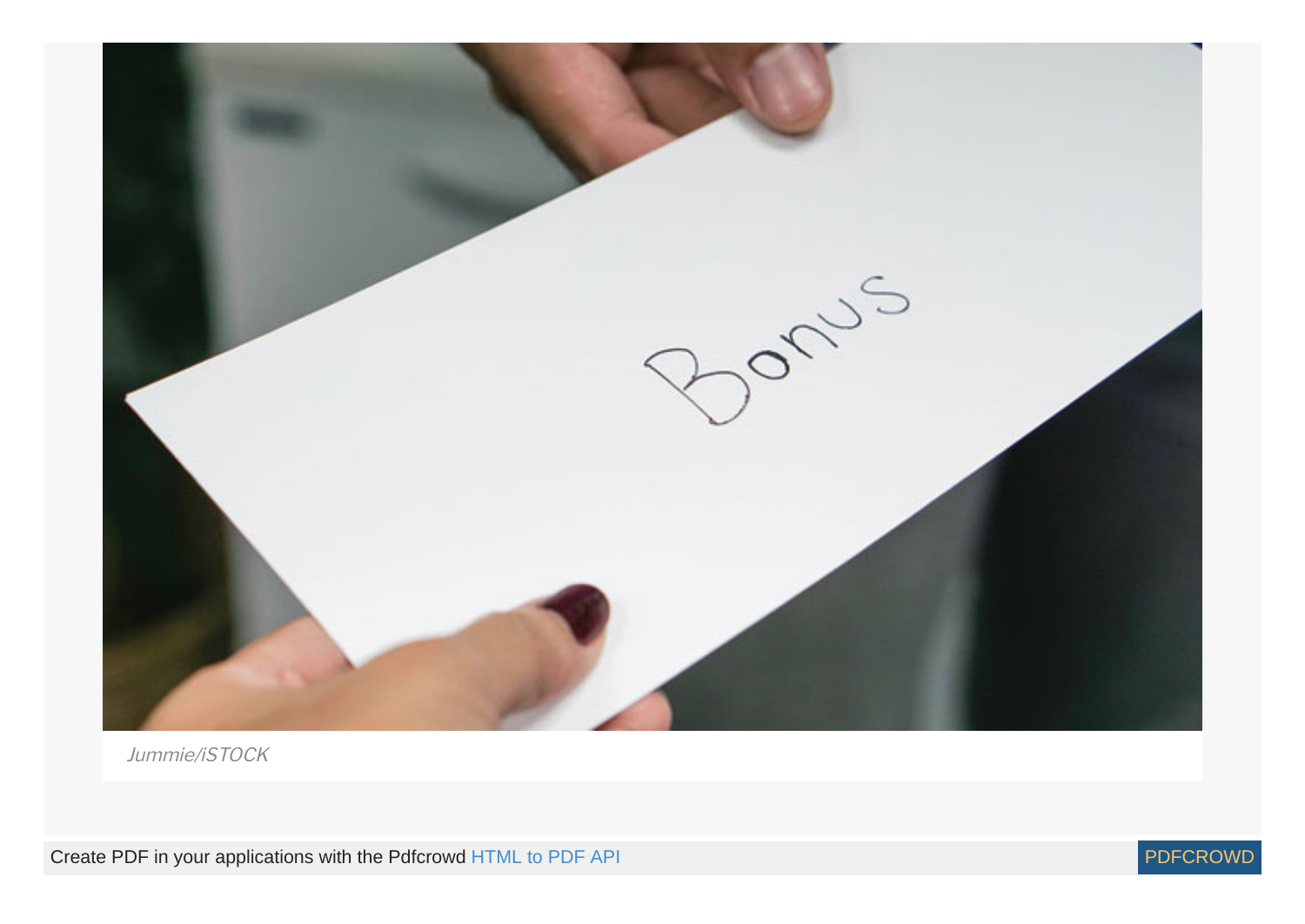Jummie/iSTOCK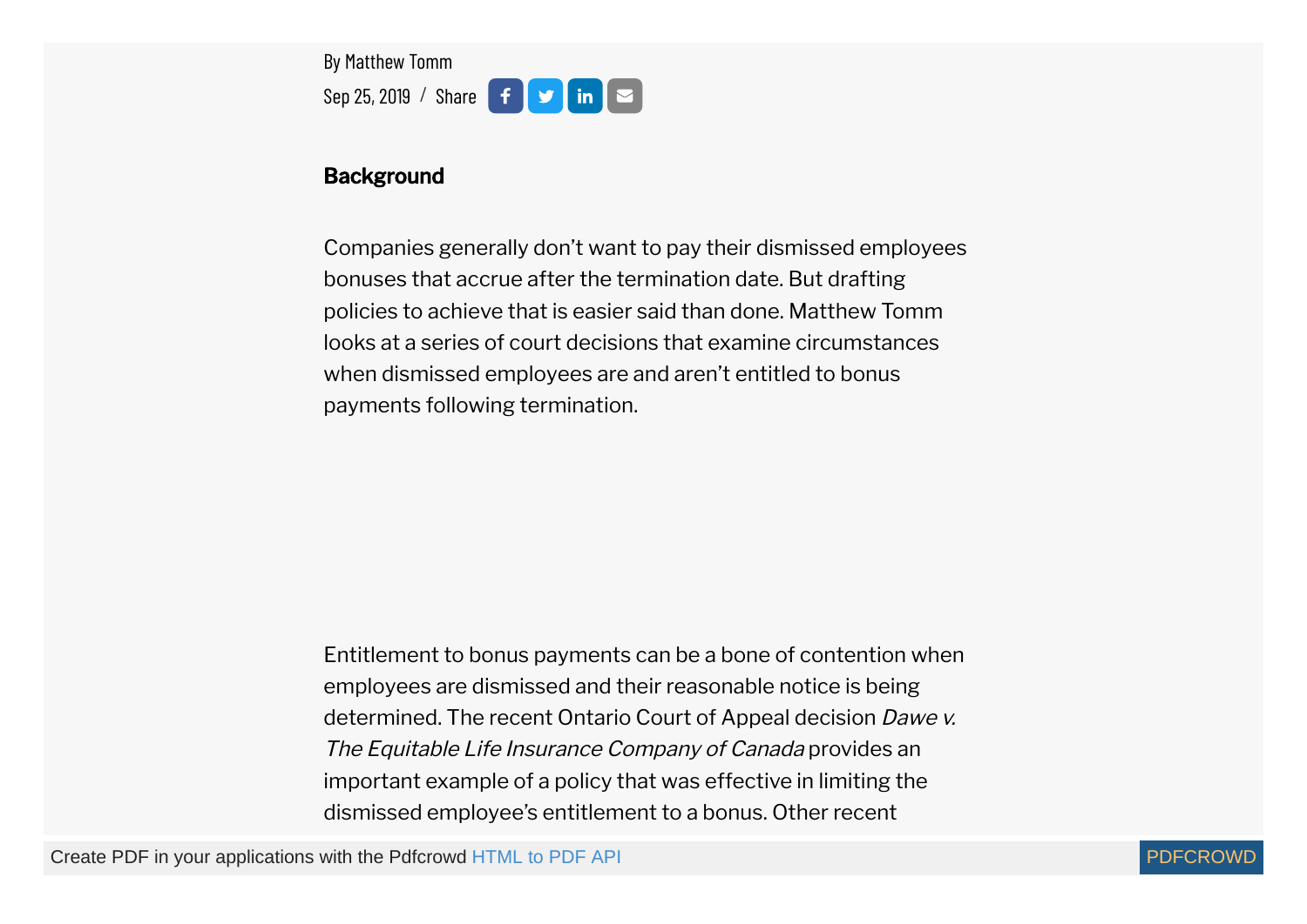By Matthew Tomm

Sep 25, 2019 / Share

**Background**

Companies generally don’t want to pay their dismissed employees bonuses that accrue after the termination date. But drafting policies to achieve that is easier said than done. Matthew Tomm looks at a series of court decisions that examine circumstances when dismissed employees are and aren’t entitled to bonus payments following termination.

Entitlement to bonus payments can be a bone of contention when employees are dismissed and their reasonable notice is being determined. The recent Ontario Court of Appeal decision *Dawe v. The Equitable Life Insurance Company of Canada* provides an important example of a policy that was effective in limiting the dismissed employee’s entitlement to a bonus. Other recent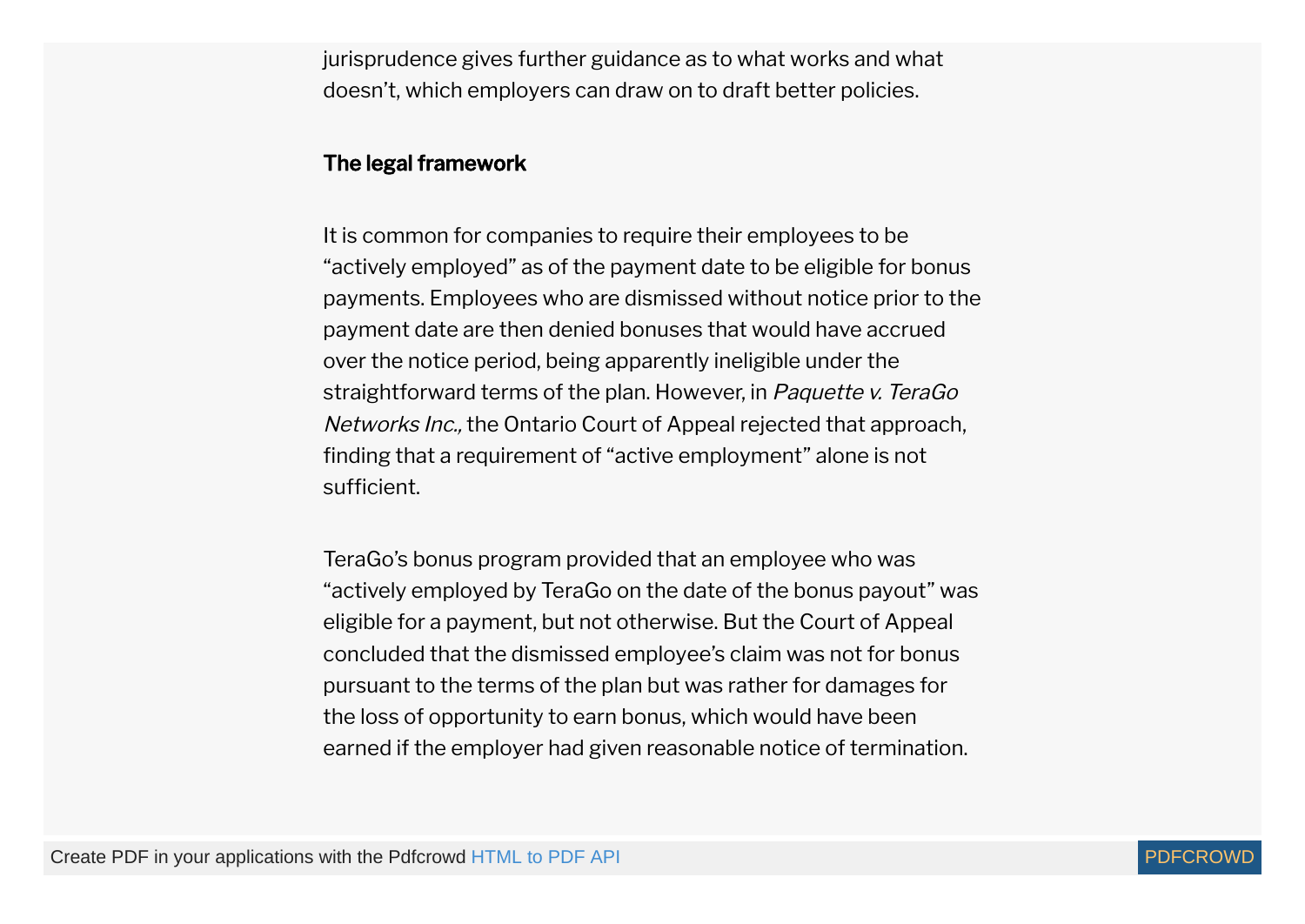jurisprudence gives further guidance as to what works and what doesn't, which employers can draw on to draft better policies.

## The legal framework

It is common for companies to require their employees to be "actively employed" as of the payment date to be eligible for bonus payments. Employees who are dismissed without notice prior to the payment date are then denied bonuses that would have accrued over the notice period, being apparently ineligible under the straightforward terms of the plan. However, in *Paquette v. TeraGo Networks Inc.,* the Ontario Court of Appeal rejected that approach, finding that a requirement of "active employment" alone is not sufficient.

TeraGo's bonus program provided that an employee who was "actively employed by TeraGo on the date of the bonus payout" was eligible for a payment, but not otherwise. But the Court of Appeal concluded that the dismissed employee's claim was not for bonus pursuant to the terms of the plan but was rather for damages for the loss of opportunity to earn bonus, which would have been earned if the employer had given reasonable notice of termination.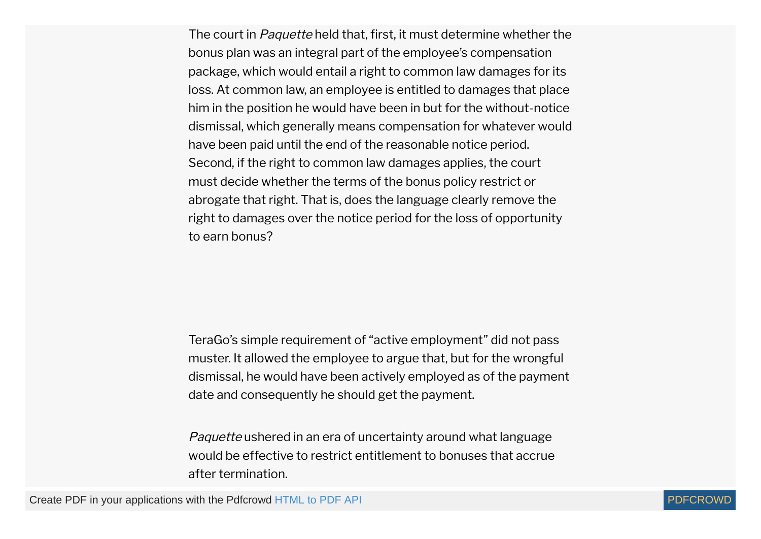The court in *Paquette* held that, first, it must determine whether the bonus plan was an integral part of the employee's compensation package, which would entail a right to common law damages for its loss. At common law, an employee is entitled to damages that place him in the position he would have been in but for the without-notice dismissal, which generally means compensation for whatever would have been paid until the end of the reasonable notice period. Second, if the right to common law damages applies, the court must decide whether the terms of the bonus policy restrict or abrogate that right. That is, does the language clearly remove the right to damages over the notice period for the loss of opportunity to earn bonus?

TeraGo's simple requirement of "active employment" did not pass muster. It allowed the employee to argue that, but for the wrongful dismissal, he would have been actively employed as of the payment date and consequently he should get the payment.

*Paquette* ushered in an era of uncertainty around what language would be effective to restrict entitlement to bonuses that accrue after termination.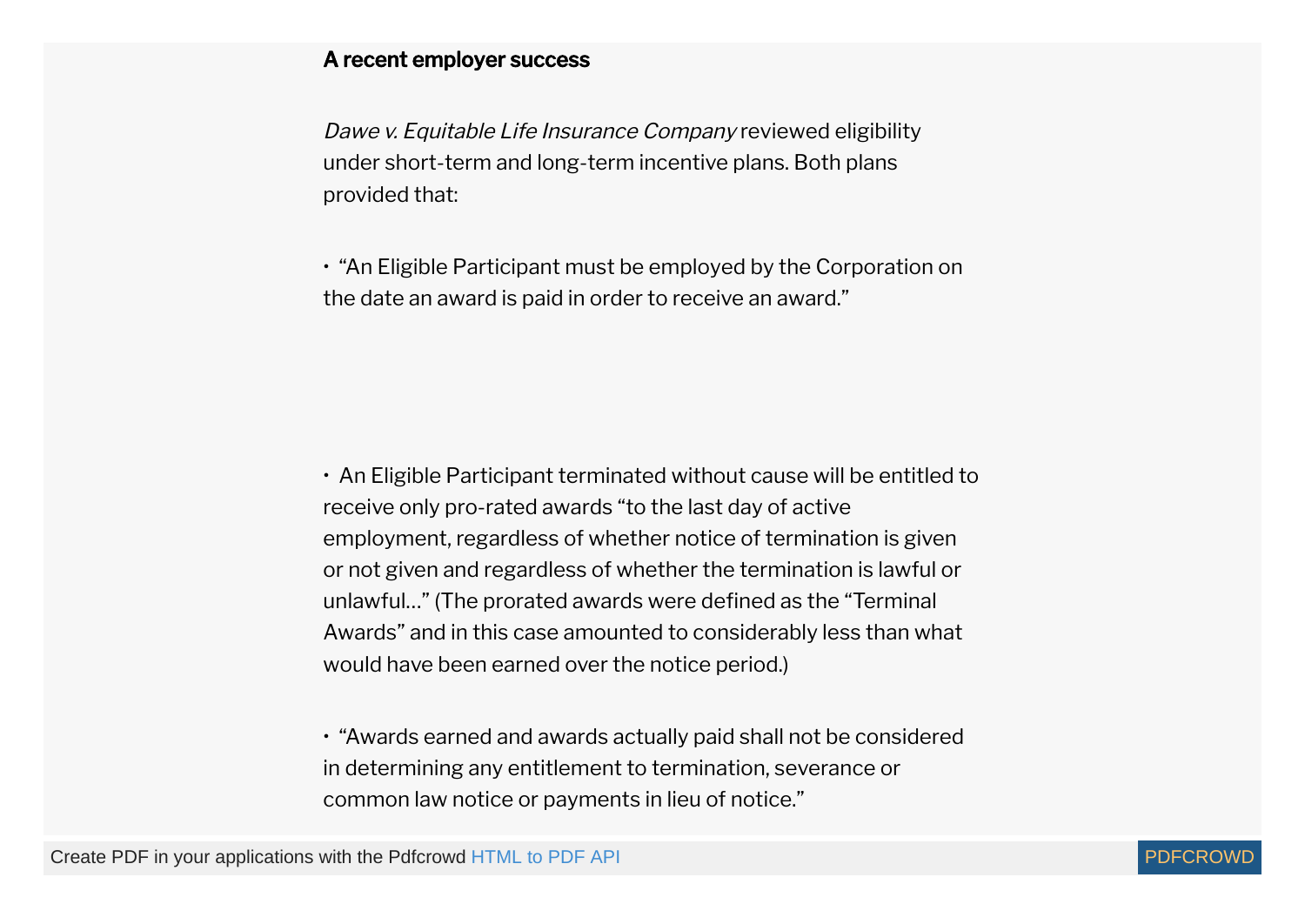**A recent employer success**

*Dawe v. Equitable Life Insurance Company* reviewed eligibility under short-term and long-term incentive plans. Both plans provided that:

- "An Eligible Participant must be employed by the Corporation on the date an award is paid in order to receive an award."

- An Eligible Participant terminated without cause will be entitled to receive only pro-rated awards "to the last day of active employment, regardless of whether notice of termination is given or not given and regardless of whether the termination is lawful or unlawful…" (The prorated awards were defined as the "Terminal Awards" and in this case amounted to considerably less than what would have been earned over the notice period.)

- "Awards earned and awards actually paid shall not be considered in determining any entitlement to termination, severance or common law notice or payments in lieu of notice."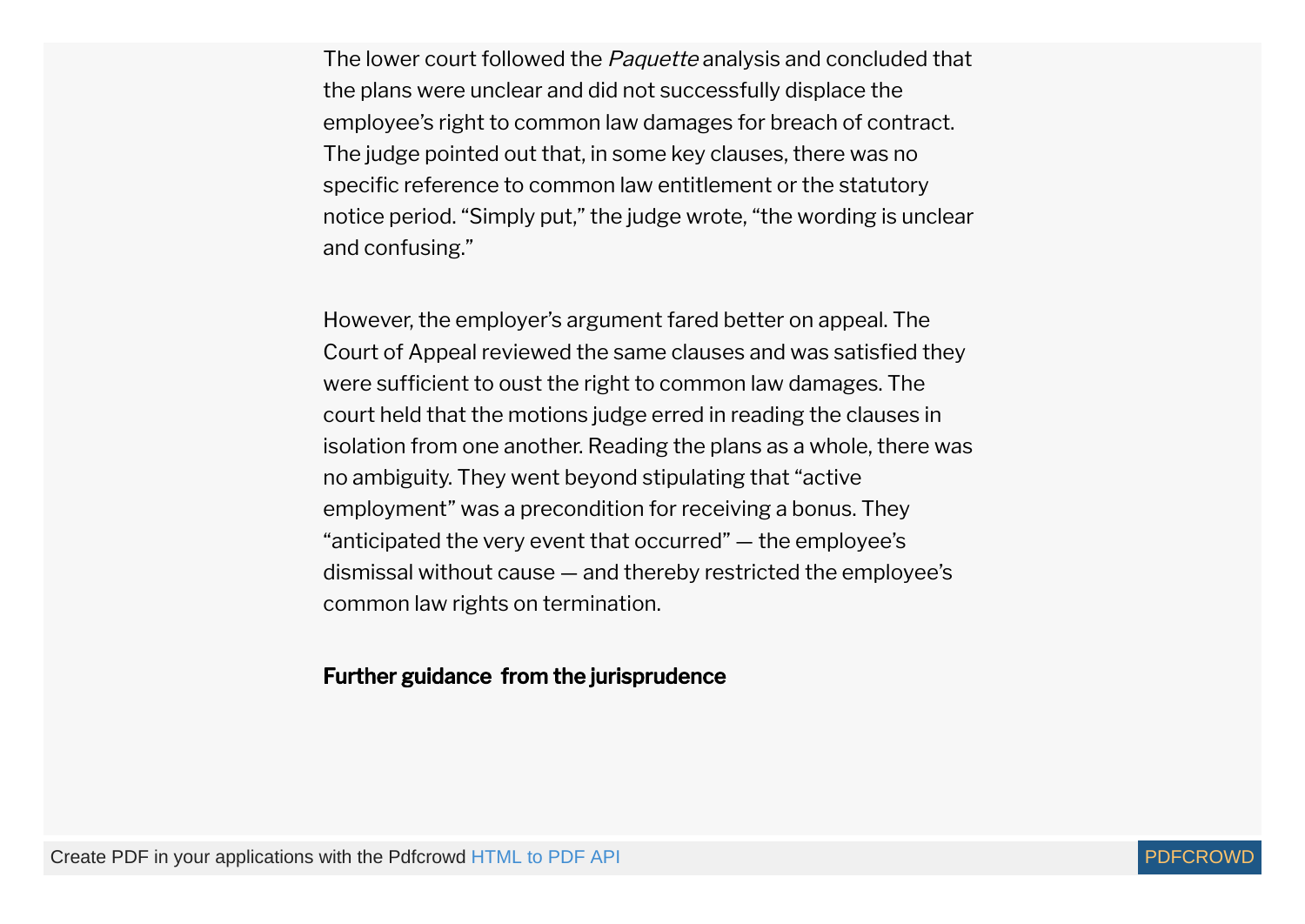The lower court followed the *Paquette* analysis and concluded that the plans were unclear and did not successfully displace the employee's right to common law damages for breach of contract. The judge pointed out that, in some key clauses, there was no specific reference to common law entitlement or the statutory notice period. "Simply put," the judge wrote, "the wording is unclear and confusing."

However, the employer's argument fared better on appeal. The Court of Appeal reviewed the same clauses and was satisfied they were sufficient to oust the right to common law damages. The court held that the motions judge erred in reading the clauses in isolation from one another. Reading the plans as a whole, there was no ambiguity. They went beyond stipulating that "active employment" was a precondition for receiving a bonus. They "anticipated the very event that occurred" — the employee's dismissal without cause — and thereby restricted the employee's common law rights on termination.

**Further guidance from the jurisprudence**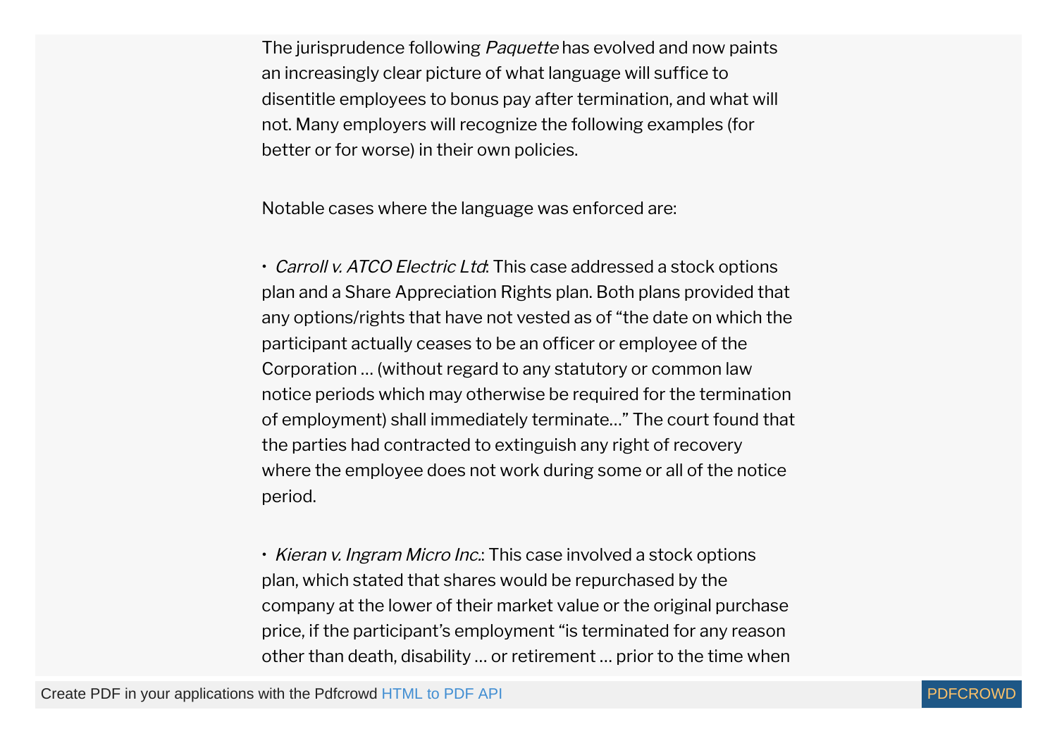The jurisprudence following *Paquette* has evolved and now paints an increasingly clear picture of what language will suffice to disentitle employees to bonus pay after termination, and what will not. Many employers will recognize the following examples (for better or for worse) in their own policies.

Notable cases where the language was enforced are:

- *Carroll v. ATCO Electric Ltd*: This case addressed a stock options plan and a Share Appreciation Rights plan. Both plans provided that any options/rights that have not vested as of "the date on which the participant actually ceases to be an officer or employee of the Corporation … (without regard to any statutory or common law notice periods which may otherwise be required for the termination of employment) shall immediately terminate…" The court found that the parties had contracted to extinguish any right of recovery where the employee does not work during some or all of the notice period.

- *Kieran v. Ingram Micro Inc.*: This case involved a stock options plan, which stated that shares would be repurchased by the company at the lower of their market value or the original purchase price, if the participant's employment "is terminated for any reason other than death, disability … or retirement … prior to the time when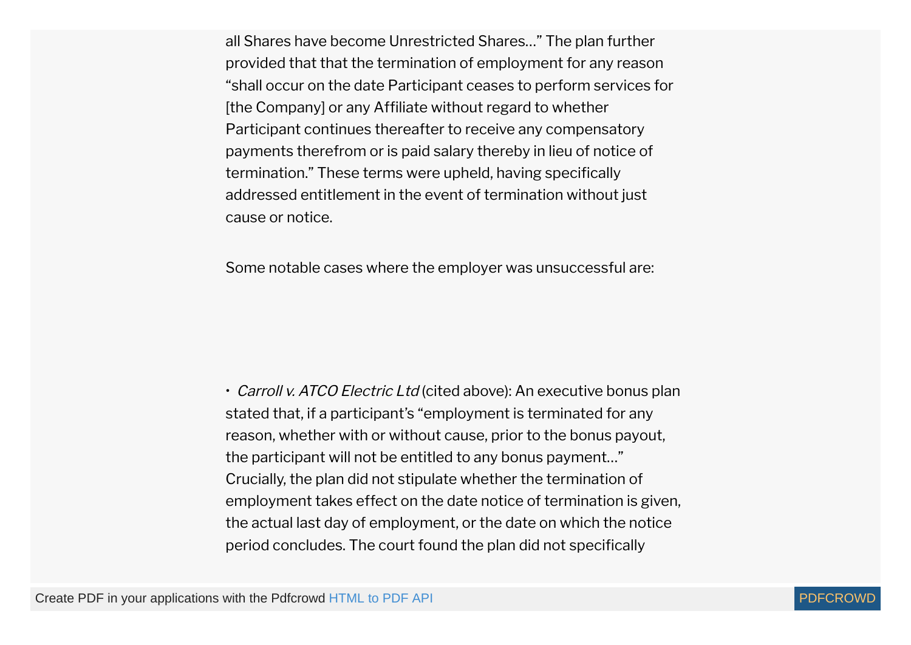all Shares have become Unrestricted Shares…" The plan further provided that that the termination of employment for any reason "shall occur on the date Participant ceases to perform services for [the Company] or any Affiliate without regard to whether Participant continues thereafter to receive any compensatory payments therefrom or is paid salary thereby in lieu of notice of termination." These terms were upheld, having specifically addressed entitlement in the event of termination without just cause or notice.

Some notable cases where the employer was unsuccessful are:

- *Carroll v. ATCO Electric Ltd* (cited above): An executive bonus plan stated that, if a participant's "employment is terminated for any reason, whether with or without cause, prior to the bonus payout, the participant will not be entitled to any bonus payment…" Crucially, the plan did not stipulate whether the termination of employment takes effect on the date notice of termination is given, the actual last day of employment, or the date on which the notice period concludes. The court found the plan did not specifically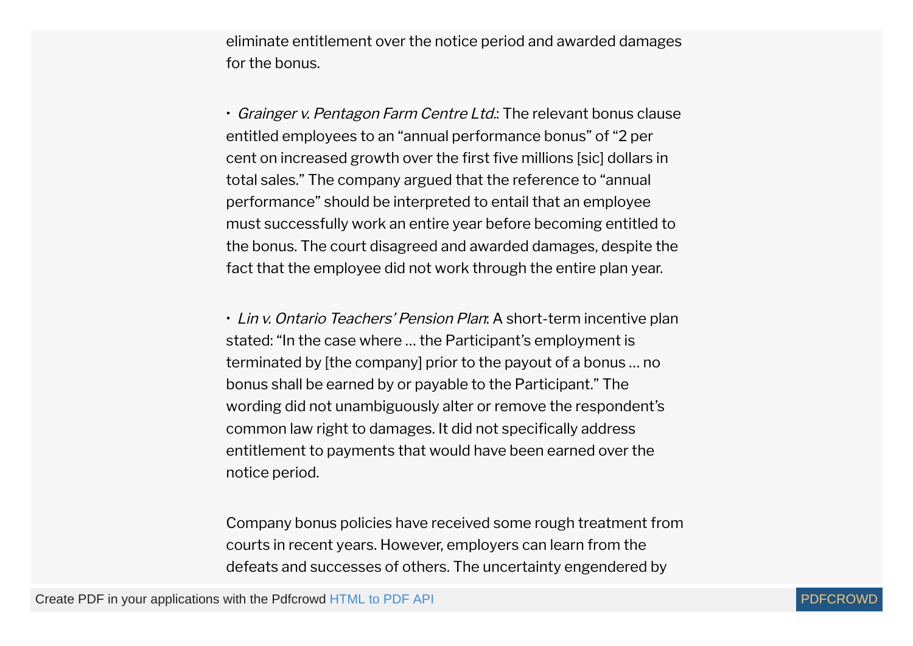eliminate entitlement over the notice period and awarded damages for the bonus.

- *Grainger v. Pentagon Farm Centre Ltd.*: The relevant bonus clause entitled employees to an "annual performance bonus" of "2 per cent on increased growth over the first five millions [sic] dollars in total sales." The company argued that the reference to "annual performance" should be interpreted to entail that an employee must successfully work an entire year before becoming entitled to the bonus. The court disagreed and awarded damages, despite the fact that the employee did not work through the entire plan year.

- *Lin v. Ontario Teachers' Pension Plan*: A short-term incentive plan stated: "In the case where … the Participant's employment is terminated by [the company] prior to the payout of a bonus … no bonus shall be earned by or payable to the Participant." The wording did not unambiguously alter or remove the respondent's common law right to damages. It did not specifically address entitlement to payments that would have been earned over the notice period.

Company bonus policies have received some rough treatment from courts in recent years. However, employers can learn from the defeats and successes of others. The uncertainty engendered by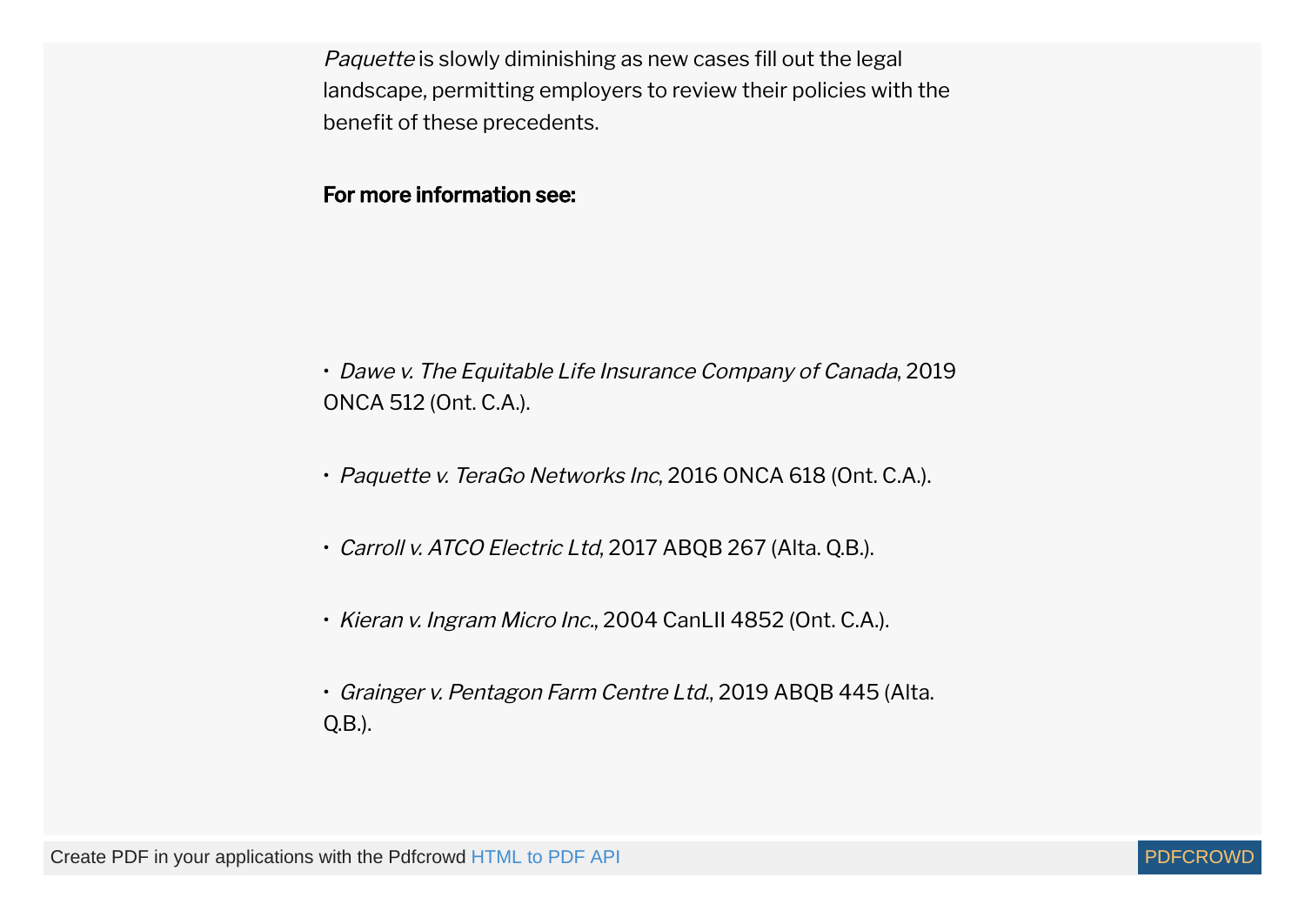*Paquette* is slowly diminishing as new cases fill out the legal landscape, permitting employers to review their policies with the benefit of these precedents.

**For more information see:**

- *Dawe v. The Equitable Life Insurance Company of Canada*, 2019 ONCA 512 (Ont. C.A.).
- *Paquette v. TeraGo Networks Inc*, 2016 ONCA 618 (Ont. C.A.).
- *Carroll v. ATCO Electric Ltd*, 2017 ABQB 267 (Alta. Q.B.).
- *Kieran v. Ingram Micro Inc.*, 2004 CanLII 4852 (Ont. C.A.).
- *Grainger v. Pentagon Farm Centre Ltd.*, 2019 ABQB 445 (Alta. Q.B.).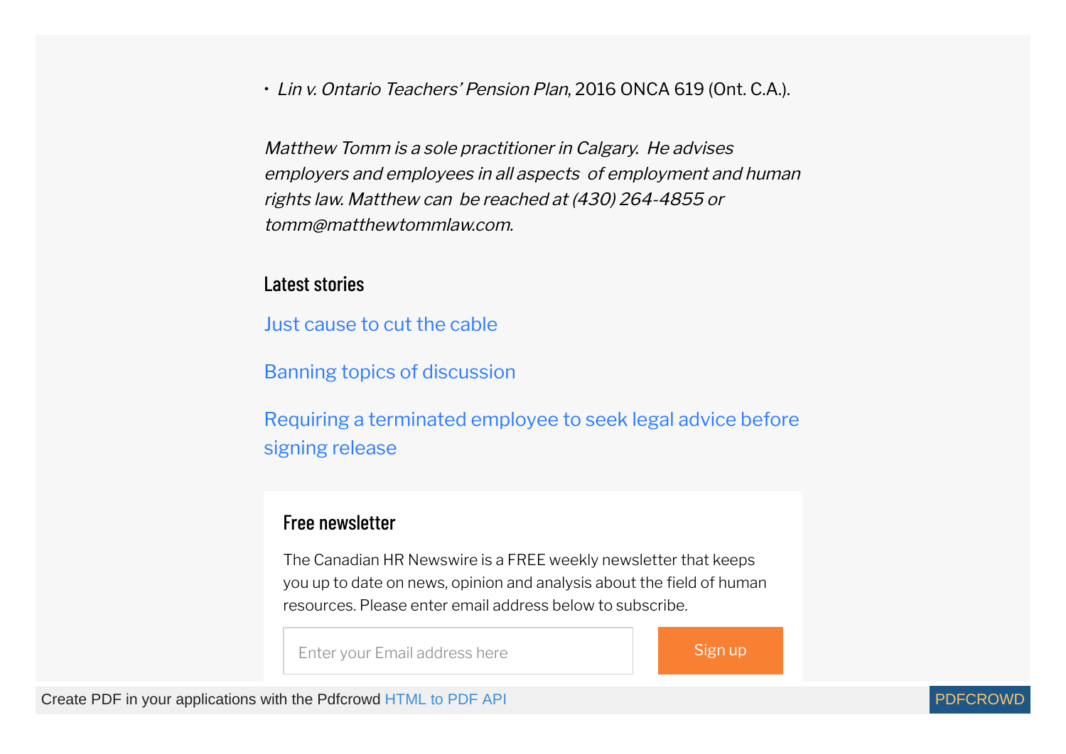- *Lin v. Ontario Teachers' Pension Plan*, 2016 ONCA 619 (Ont. C.A.).

*Matthew Tomm is a sole practitioner in Calgary. He advises employers and employees in all aspects of employment and human rights law. Matthew can be reached at (430) 264-4855 or tomm@matthewtommlaw.com.*

## Latest stories

Just cause to cut the cable

Banning topics of discussion

Requiring a terminated employee to seek legal advice before signing release

## Free newsletter

The Canadian HR Newswire is a FREE weekly newsletter that keeps you up to date on news, opinion and analysis about the field of human resources. Please enter email address below to subscribe.

Enter your Email address here

Sign up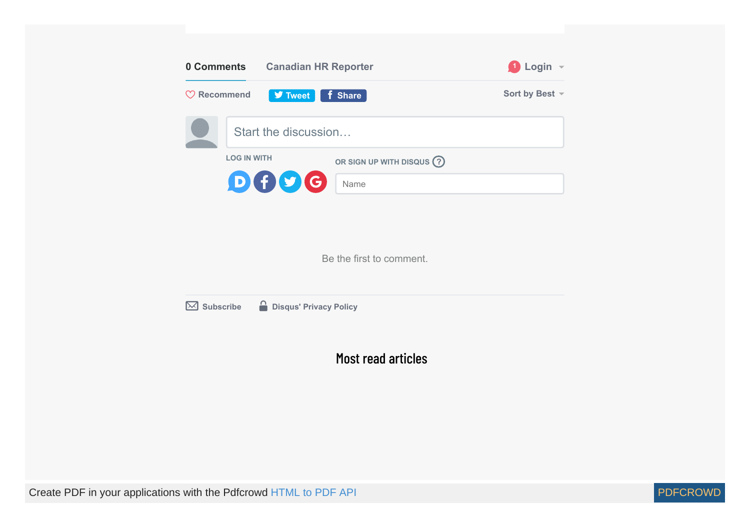0 Comments Canadian HR Reporter Login

Recommend Tweet Share Sort by Best

Start the discussion…

LOG IN WITH

OR SIGN UP WITH DISQUS ?

Name

Be the first to comment.

Subscribe Disqus' Privacy Policy

## Most read articles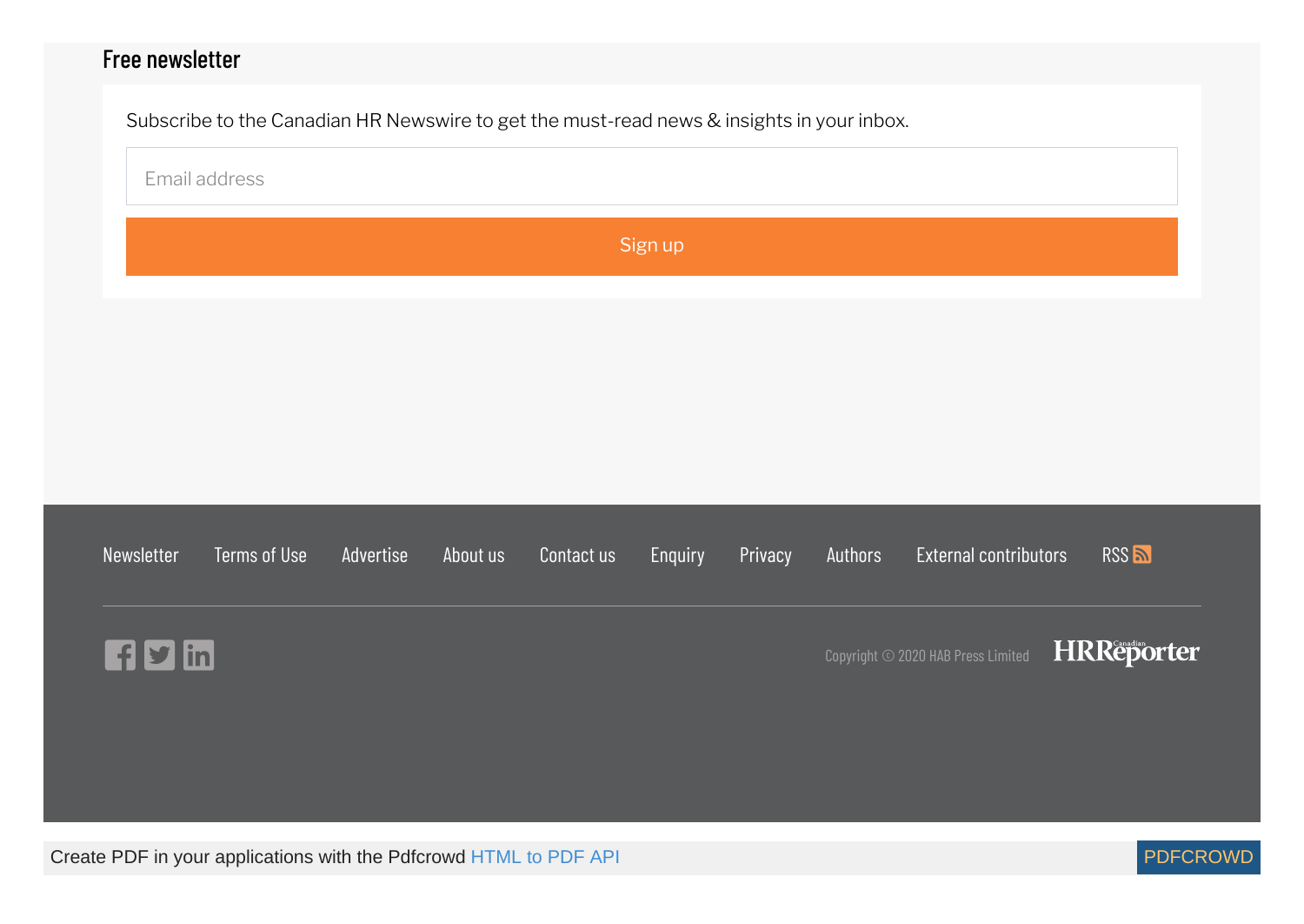## Free newsletter

Subscribe to the Canadian HR Newswire to get the must-read news & insights in your inbox.

Email address

Sign up

Newsletter Terms of Use Advertise About us Contact us Enquiry Privacy Authors External contributors RSS

Copyright © 2020 HAB Press Limited

Canadian HRReporter